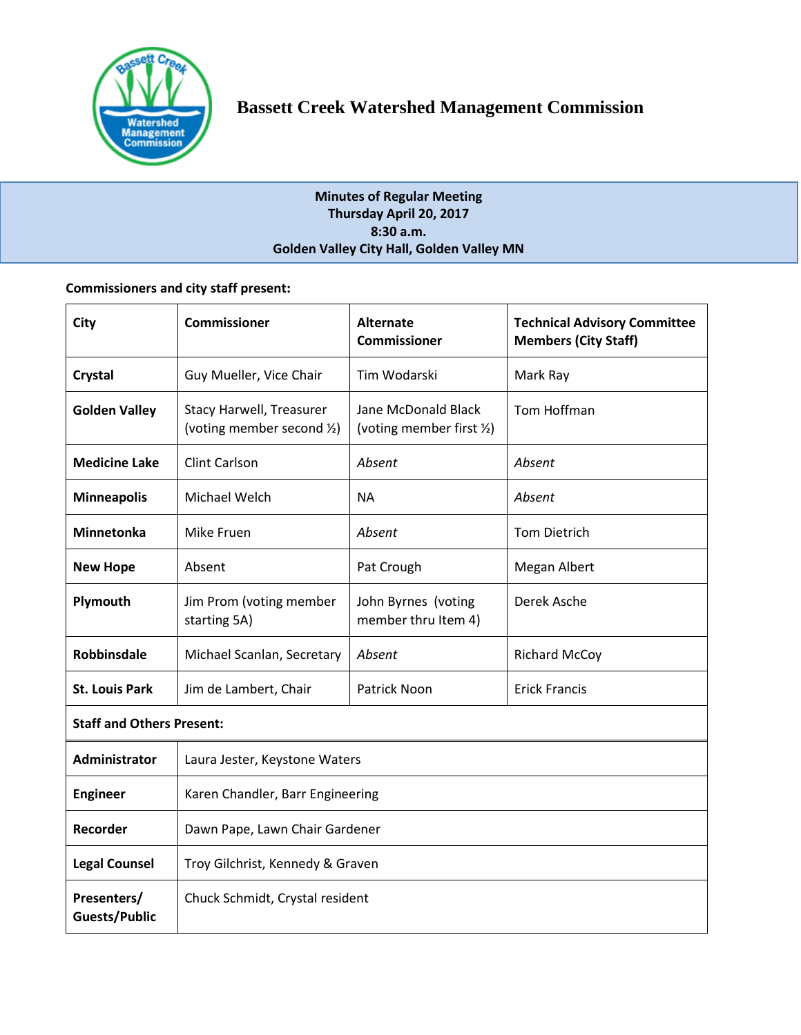# Bassett Creek Watershed Management Commission

**Minutes of Regular Meeting**
**Thursday April 20, 2017**
**8:30 a.m.**
**Golden Valley City Hall, Golden Valley MN**

**Commissioners and city staff present:**

| City | Commissioner | Alternate Commissioner | Technical Advisory Committee Members (City Staff) |
|---|---|---|---|
| **Crystal** | Guy Mueller, Vice Chair | Tim Wodarski | Mark Ray |
| **Golden Valley** | Stacy Harwell, Treasurer (voting member second ½) | Jane McDonald Black (voting member first ½) | Tom Hoffman |
| **Medicine Lake** | Clint Carlson | *Absent* | *Absent* |
| **Minneapolis** | Michael Welch | NA | *Absent* |
| **Minnetonka** | Mike Fruen | *Absent* | Tom Dietrich |
| **New Hope** | Absent | Pat Crough | Megan Albert |
| **Plymouth** | Jim Prom (voting member starting 5A) | John Byrnes (voting member thru Item 4) | Derek Asche |
| **Robbinsdale** | Michael Scanlan, Secretary | *Absent* | Richard McCoy |
| **St. Louis Park** | Jim de Lambert, Chair | Patrick Noon | Erick Francis |
| **Staff and Others Present:** | | | |
| **Administrator** | Laura Jester, Keystone Waters | | |
| **Engineer** | Karen Chandler, Barr Engineering | | |
| **Recorder** | Dawn Pape, Lawn Chair Gardener | | |
| **Legal Counsel** | Troy Gilchrist, Kennedy & Graven | | |
| **Presenters/ Guests/Public** | Chuck Schmidt, Crystal resident | | |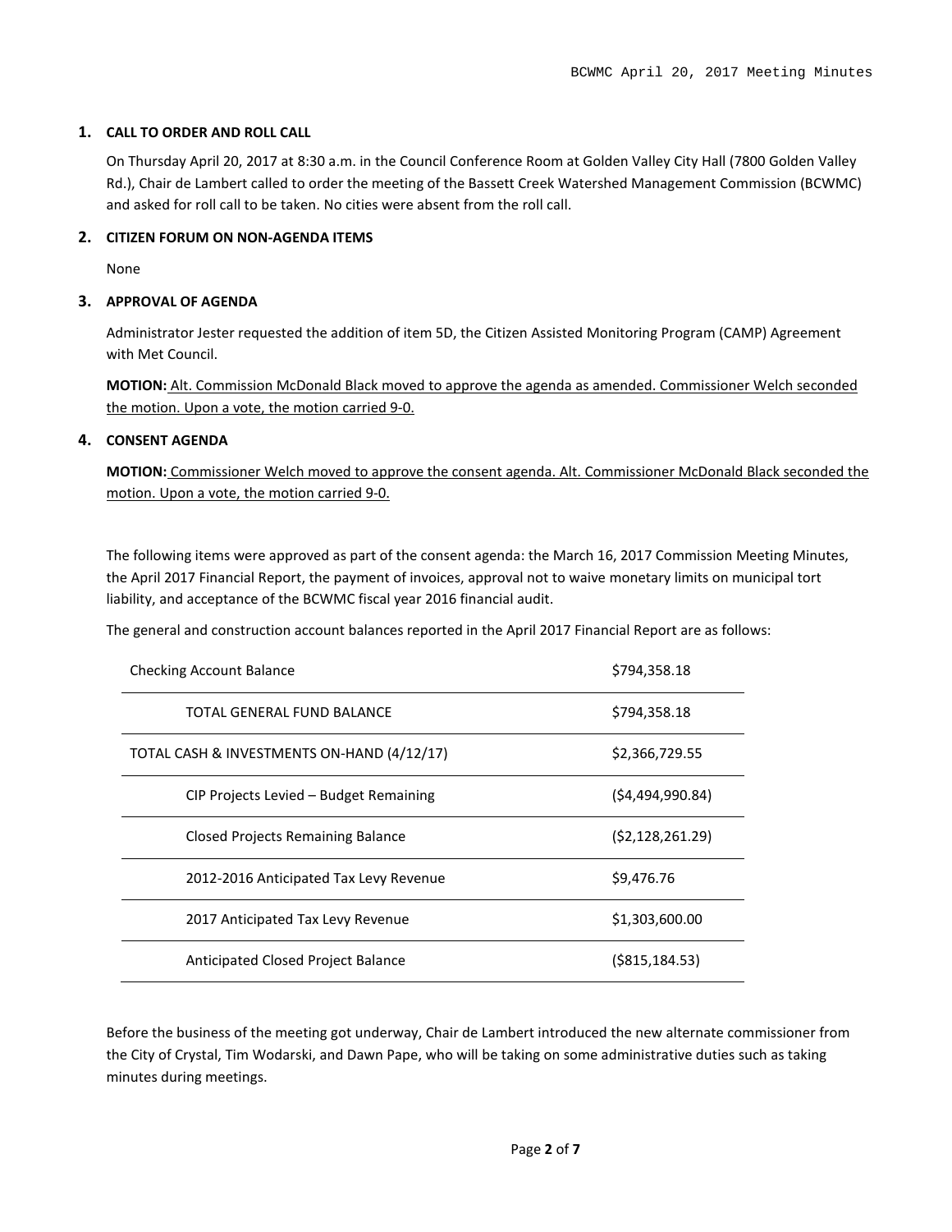## 1. CALL TO ORDER AND ROLL CALL

On Thursday April 20, 2017 at 8:30 a.m. in the Council Conference Room at Golden Valley City Hall (7800 Golden Valley Rd.), Chair de Lambert called to order the meeting of the Bassett Creek Watershed Management Commission (BCWMC) and asked for roll call to be taken. No cities were absent from the roll call.

## 2. CITIZEN FORUM ON NON-AGENDA ITEMS

None

## 3. APPROVAL OF AGENDA

Administrator Jester requested the addition of item 5D, the Citizen Assisted Monitoring Program (CAMP) Agreement with Met Council.

**MOTION:** Alt. Commission McDonald Black moved to approve the agenda as amended. Commissioner Welch seconded the motion. Upon a vote, the motion carried 9-0.

## 4. CONSENT AGENDA

**MOTION:** Commissioner Welch moved to approve the consent agenda. Alt. Commissioner McDonald Black seconded the motion. Upon a vote, the motion carried 9-0.

The following items were approved as part of the consent agenda: the March 16, 2017 Commission Meeting Minutes, the April 2017 Financial Report, the payment of invoices, approval not to waive monetary limits on municipal tort liability, and acceptance of the BCWMC fiscal year 2016 financial audit.

The general and construction account balances reported in the April 2017 Financial Report are as follows:

| | |
|---|---|
| Checking Account Balance | $794,358.18 |
| TOTAL GENERAL FUND BALANCE | $794,358.18 |
| TOTAL CASH & INVESTMENTS ON-HAND (4/12/17) | $2,366,729.55 |
| CIP Projects Levied – Budget Remaining | ($4,494,990.84) |
| Closed Projects Remaining Balance | ($2,128,261.29) |
| 2012-2016 Anticipated Tax Levy Revenue | $9,476.76 |
| 2017 Anticipated Tax Levy Revenue | $1,303,600.00 |
| Anticipated Closed Project Balance | ($815,184.53) |

Before the business of the meeting got underway, Chair de Lambert introduced the new alternate commissioner from the City of Crystal, Tim Wodarski, and Dawn Pape, who will be taking on some administrative duties such as taking minutes during meetings.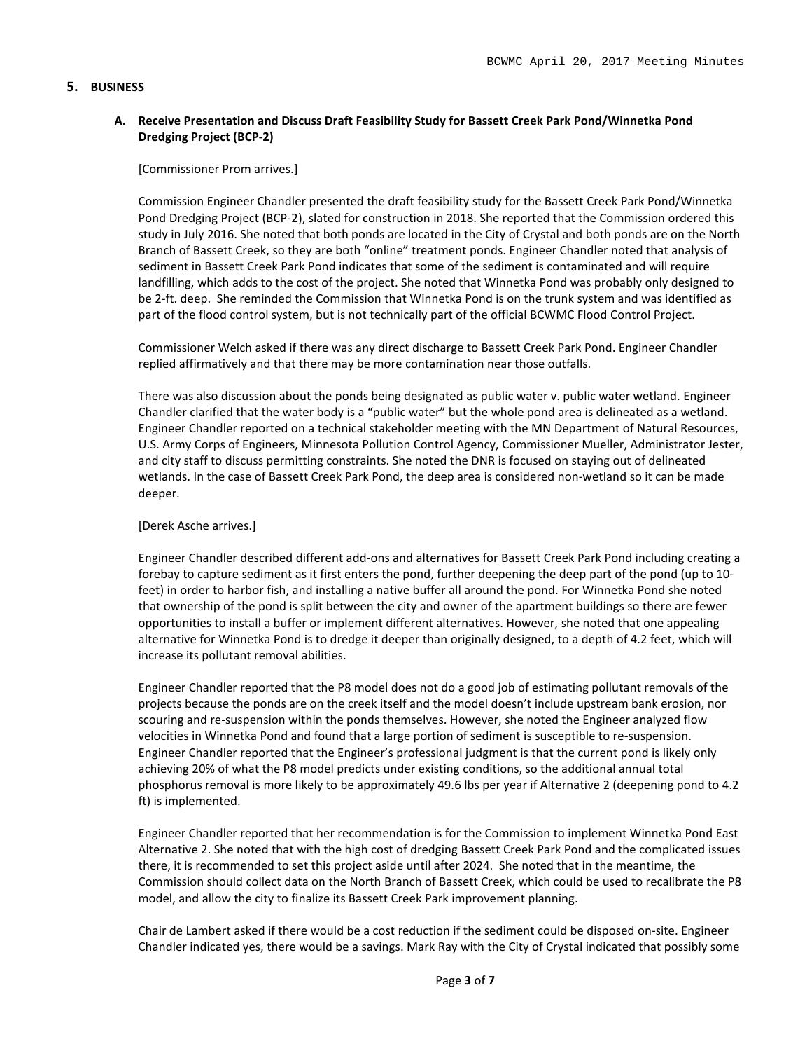## 5. BUSINESS

### A. Receive Presentation and Discuss Draft Feasibility Study for Bassett Creek Park Pond/Winnetka Pond Dredging Project (BCP-2)

[Commissioner Prom arrives.]

Commission Engineer Chandler presented the draft feasibility study for the Bassett Creek Park Pond/Winnetka Pond Dredging Project (BCP-2), slated for construction in 2018. She reported that the Commission ordered this study in July 2016. She noted that both ponds are located in the City of Crystal and both ponds are on the North Branch of Bassett Creek, so they are both "online" treatment ponds. Engineer Chandler noted that analysis of sediment in Bassett Creek Park Pond indicates that some of the sediment is contaminated and will require landfilling, which adds to the cost of the project. She noted that Winnetka Pond was probably only designed to be 2-ft. deep. She reminded the Commission that Winnetka Pond is on the trunk system and was identified as part of the flood control system, but is not technically part of the official BCWMC Flood Control Project.

Commissioner Welch asked if there was any direct discharge to Bassett Creek Park Pond. Engineer Chandler replied affirmatively and that there may be more contamination near those outfalls.

There was also discussion about the ponds being designated as public water v. public water wetland. Engineer Chandler clarified that the water body is a "public water" but the whole pond area is delineated as a wetland. Engineer Chandler reported on a technical stakeholder meeting with the MN Department of Natural Resources, U.S. Army Corps of Engineers, Minnesota Pollution Control Agency, Commissioner Mueller, Administrator Jester, and city staff to discuss permitting constraints. She noted the DNR is focused on staying out of delineated wetlands. In the case of Bassett Creek Park Pond, the deep area is considered non-wetland so it can be made deeper.

[Derek Asche arrives.]

Engineer Chandler described different add-ons and alternatives for Bassett Creek Park Pond including creating a forebay to capture sediment as it first enters the pond, further deepening the deep part of the pond (up to 10-feet) in order to harbor fish, and installing a native buffer all around the pond. For Winnetka Pond she noted that ownership of the pond is split between the city and owner of the apartment buildings so there are fewer opportunities to install a buffer or implement different alternatives. However, she noted that one appealing alternative for Winnetka Pond is to dredge it deeper than originally designed, to a depth of 4.2 feet, which will increase its pollutant removal abilities.

Engineer Chandler reported that the P8 model does not do a good job of estimating pollutant removals of the projects because the ponds are on the creek itself and the model doesn't include upstream bank erosion, nor scouring and re-suspension within the ponds themselves. However, she noted the Engineer analyzed flow velocities in Winnetka Pond and found that a large portion of sediment is susceptible to re-suspension. Engineer Chandler reported that the Engineer's professional judgment is that the current pond is likely only achieving 20% of what the P8 model predicts under existing conditions, so the additional annual total phosphorus removal is more likely to be approximately 49.6 lbs per year if Alternative 2 (deepening pond to 4.2 ft) is implemented.

Engineer Chandler reported that her recommendation is for the Commission to implement Winnetka Pond East Alternative 2. She noted that with the high cost of dredging Bassett Creek Park Pond and the complicated issues there, it is recommended to set this project aside until after 2024. She noted that in the meantime, the Commission should collect data on the North Branch of Bassett Creek, which could be used to recalibrate the P8 model, and allow the city to finalize its Bassett Creek Park improvement planning.

Chair de Lambert asked if there would be a cost reduction if the sediment could be disposed on-site. Engineer Chandler indicated yes, there would be a savings. Mark Ray with the City of Crystal indicated that possibly some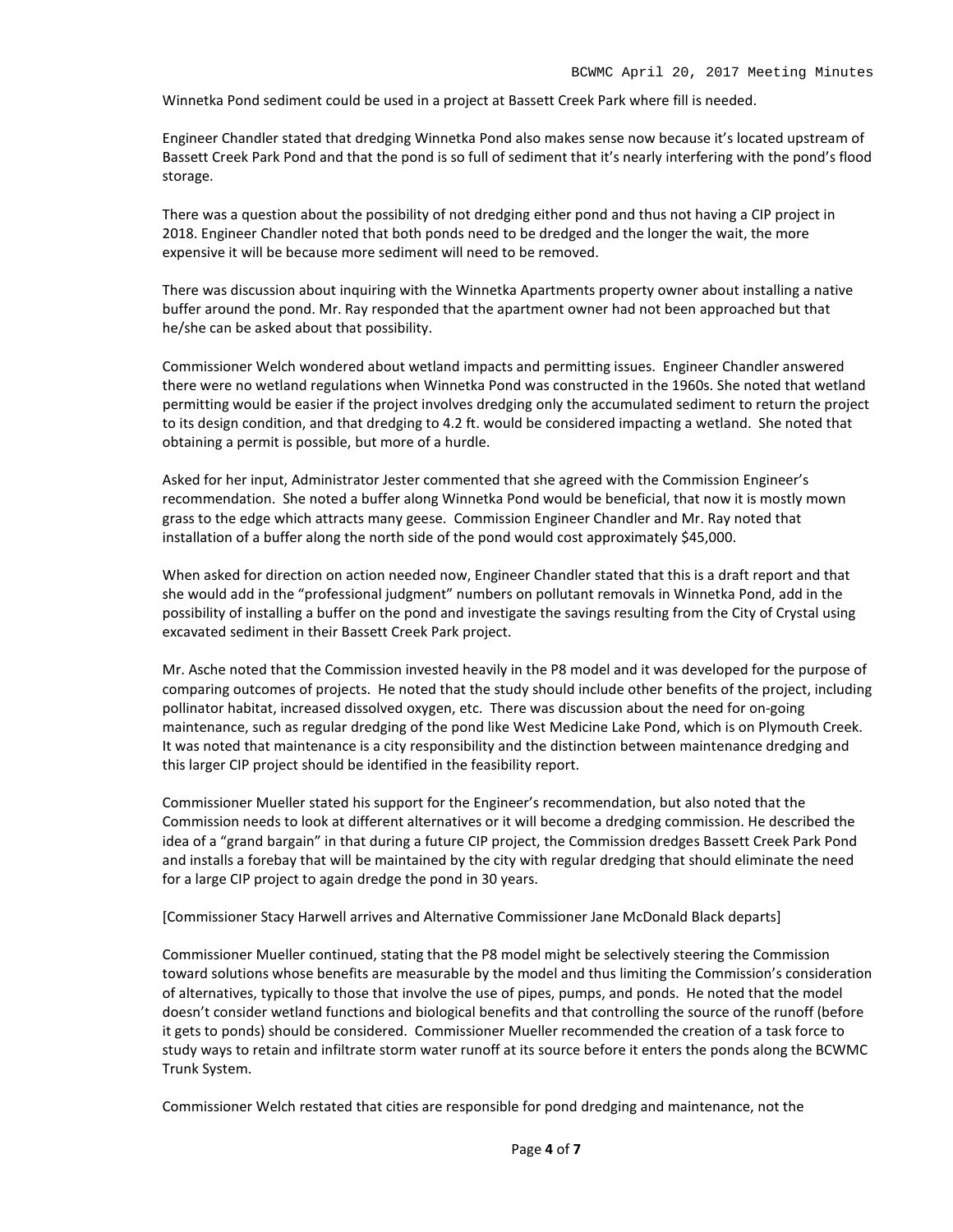Winnetka Pond sediment could be used in a project at Bassett Creek Park where fill is needed.

Engineer Chandler stated that dredging Winnetka Pond also makes sense now because it's located upstream of Bassett Creek Park Pond and that the pond is so full of sediment that it's nearly interfering with the pond's flood storage.

There was a question about the possibility of not dredging either pond and thus not having a CIP project in 2018. Engineer Chandler noted that both ponds need to be dredged and the longer the wait, the more expensive it will be because more sediment will need to be removed.

There was discussion about inquiring with the Winnetka Apartments property owner about installing a native buffer around the pond. Mr. Ray responded that the apartment owner had not been approached but that he/she can be asked about that possibility.

Commissioner Welch wondered about wetland impacts and permitting issues. Engineer Chandler answered there were no wetland regulations when Winnetka Pond was constructed in the 1960s. She noted that wetland permitting would be easier if the project involves dredging only the accumulated sediment to return the project to its design condition, and that dredging to 4.2 ft. would be considered impacting a wetland. She noted that obtaining a permit is possible, but more of a hurdle.

Asked for her input, Administrator Jester commented that she agreed with the Commission Engineer's recommendation. She noted a buffer along Winnetka Pond would be beneficial, that now it is mostly mown grass to the edge which attracts many geese. Commission Engineer Chandler and Mr. Ray noted that installation of a buffer along the north side of the pond would cost approximately $45,000.

When asked for direction on action needed now, Engineer Chandler stated that this is a draft report and that she would add in the "professional judgment" numbers on pollutant removals in Winnetka Pond, add in the possibility of installing a buffer on the pond and investigate the savings resulting from the City of Crystal using excavated sediment in their Bassett Creek Park project.

Mr. Asche noted that the Commission invested heavily in the P8 model and it was developed for the purpose of comparing outcomes of projects. He noted that the study should include other benefits of the project, including pollinator habitat, increased dissolved oxygen, etc. There was discussion about the need for on-going maintenance, such as regular dredging of the pond like West Medicine Lake Pond, which is on Plymouth Creek. It was noted that maintenance is a city responsibility and the distinction between maintenance dredging and this larger CIP project should be identified in the feasibility report.

Commissioner Mueller stated his support for the Engineer's recommendation, but also noted that the Commission needs to look at different alternatives or it will become a dredging commission. He described the idea of a "grand bargain" in that during a future CIP project, the Commission dredges Bassett Creek Park Pond and installs a forebay that will be maintained by the city with regular dredging that should eliminate the need for a large CIP project to again dredge the pond in 30 years.

[Commissioner Stacy Harwell arrives and Alternative Commissioner Jane McDonald Black departs]

Commissioner Mueller continued, stating that the P8 model might be selectively steering the Commission toward solutions whose benefits are measurable by the model and thus limiting the Commission's consideration of alternatives, typically to those that involve the use of pipes, pumps, and ponds. He noted that the model doesn't consider wetland functions and biological benefits and that controlling the source of the runoff (before it gets to ponds) should be considered. Commissioner Mueller recommended the creation of a task force to study ways to retain and infiltrate storm water runoff at its source before it enters the ponds along the BCWMC Trunk System.

Commissioner Welch restated that cities are responsible for pond dredging and maintenance, not the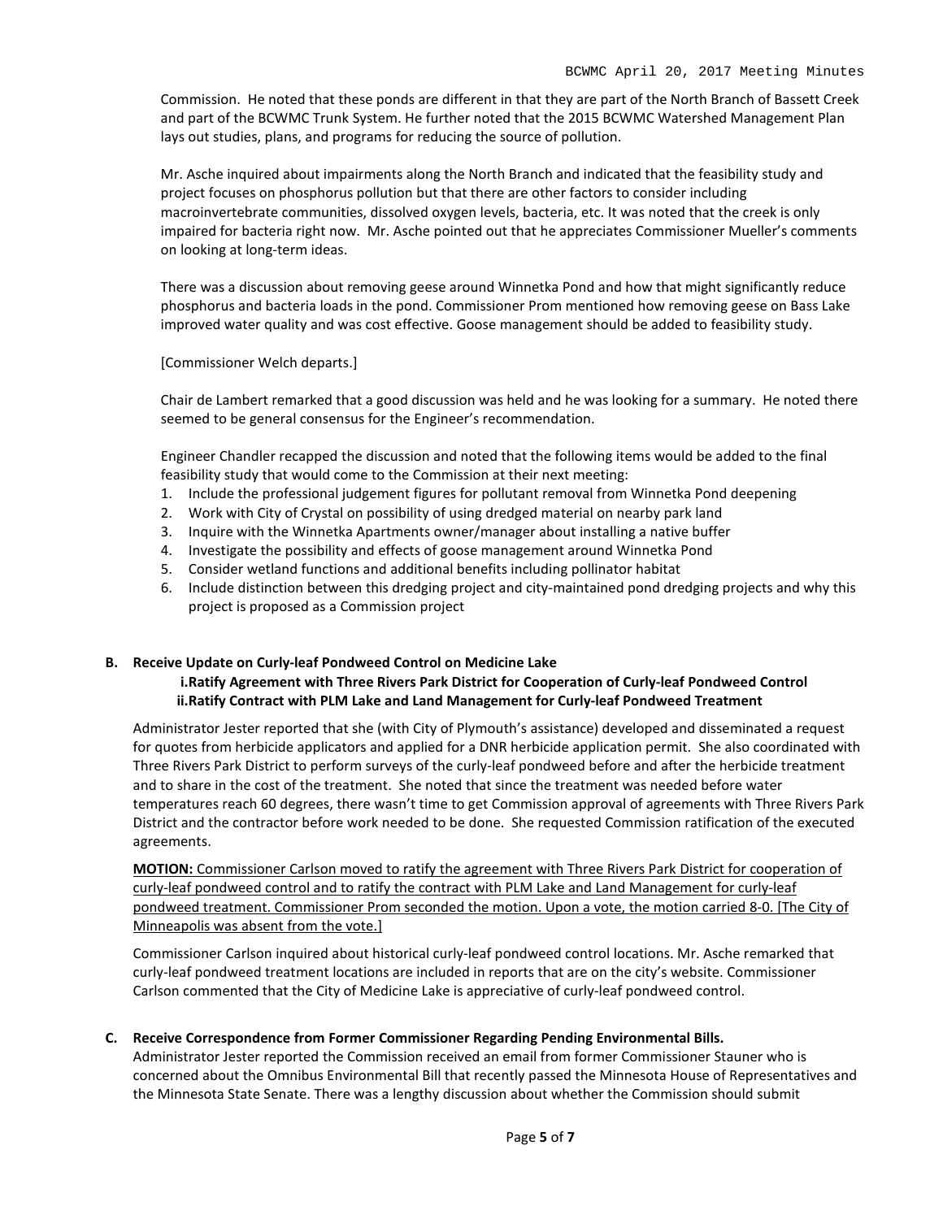Commission. He noted that these ponds are different in that they are part of the North Branch of Bassett Creek and part of the BCWMC Trunk System. He further noted that the 2015 BCWMC Watershed Management Plan lays out studies, plans, and programs for reducing the source of pollution.

Mr. Asche inquired about impairments along the North Branch and indicated that the feasibility study and project focuses on phosphorus pollution but that there are other factors to consider including macroinvertebrate communities, dissolved oxygen levels, bacteria, etc. It was noted that the creek is only impaired for bacteria right now. Mr. Asche pointed out that he appreciates Commissioner Mueller's comments on looking at long-term ideas.

There was a discussion about removing geese around Winnetka Pond and how that might significantly reduce phosphorus and bacteria loads in the pond. Commissioner Prom mentioned how removing geese on Bass Lake improved water quality and was cost effective. Goose management should be added to feasibility study.

[Commissioner Welch departs.]

Chair de Lambert remarked that a good discussion was held and he was looking for a summary. He noted there seemed to be general consensus for the Engineer's recommendation.

Engineer Chandler recapped the discussion and noted that the following items would be added to the final feasibility study that would come to the Commission at their next meeting:

1. Include the professional judgement figures for pollutant removal from Winnetka Pond deepening
2. Work with City of Crystal on possibility of using dredged material on nearby park land
3. Inquire with the Winnetka Apartments owner/manager about installing a native buffer
4. Investigate the possibility and effects of goose management around Winnetka Pond
5. Consider wetland functions and additional benefits including pollinator habitat
6. Include distinction between this dredging project and city-maintained pond dredging projects and why this project is proposed as a Commission project

**B. Receive Update on Curly-leaf Pondweed Control on Medicine Lake**

**i. Ratify Agreement with Three Rivers Park District for Cooperation of Curly-leaf Pondweed Control**

**ii. Ratify Contract with PLM Lake and Land Management for Curly-leaf Pondweed Treatment**

Administrator Jester reported that she (with City of Plymouth's assistance) developed and disseminated a request for quotes from herbicide applicators and applied for a DNR herbicide application permit. She also coordinated with Three Rivers Park District to perform surveys of the curly-leaf pondweed before and after the herbicide treatment and to share in the cost of the treatment. She noted that since the treatment was needed before water temperatures reach 60 degrees, there wasn't time to get Commission approval of agreements with Three Rivers Park District and the contractor before work needed to be done. She requested Commission ratification of the executed agreements.

**MOTION:** Commissioner Carlson moved to ratify the agreement with Three Rivers Park District for cooperation of curly-leaf pondweed control and to ratify the contract with PLM Lake and Land Management for curly-leaf pondweed treatment. Commissioner Prom seconded the motion. Upon a vote, the motion carried 8-0. [The City of Minneapolis was absent from the vote.]

Commissioner Carlson inquired about historical curly-leaf pondweed control locations. Mr. Asche remarked that curly-leaf pondweed treatment locations are included in reports that are on the city's website. Commissioner Carlson commented that the City of Medicine Lake is appreciative of curly-leaf pondweed control.

**C. Receive Correspondence from Former Commissioner Regarding Pending Environmental Bills.**

Administrator Jester reported the Commission received an email from former Commissioner Stauner who is concerned about the Omnibus Environmental Bill that recently passed the Minnesota House of Representatives and the Minnesota State Senate. There was a lengthy discussion about whether the Commission should submit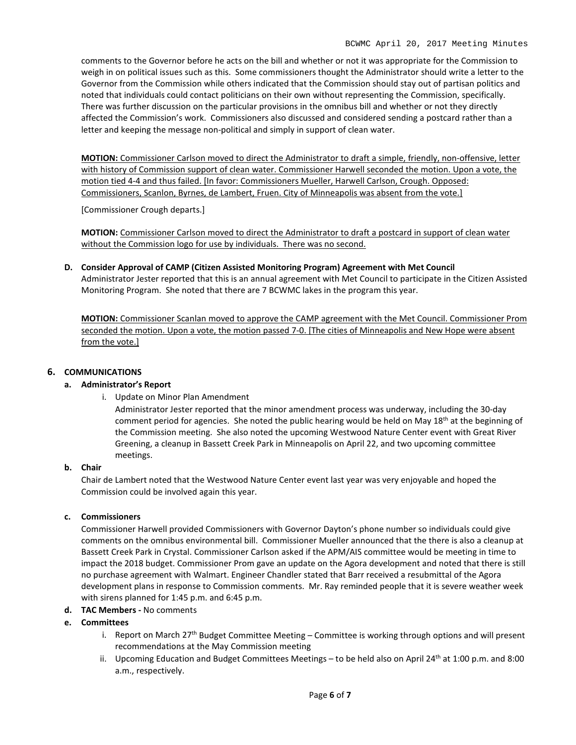comments to the Governor before he acts on the bill and whether or not it was appropriate for the Commission to weigh in on political issues such as this. Some commissioners thought the Administrator should write a letter to the Governor from the Commission while others indicated that the Commission should stay out of partisan politics and noted that individuals could contact politicians on their own without representing the Commission, specifically. There was further discussion on the particular provisions in the omnibus bill and whether or not they directly affected the Commission's work. Commissioners also discussed and considered sending a postcard rather than a letter and keeping the message non-political and simply in support of clean water.

**MOTION:** Commissioner Carlson moved to direct the Administrator to draft a simple, friendly, non-offensive, letter with history of Commission support of clean water. Commissioner Harwell seconded the motion. Upon a vote, the motion tied 4-4 and thus failed. [In favor: Commissioners Mueller, Harwell Carlson, Crough. Opposed: Commissioners, Scanlon, Byrnes, de Lambert, Fruen. City of Minneapolis was absent from the vote.]

[Commissioner Crough departs.]

**MOTION:** Commissioner Carlson moved to direct the Administrator to draft a postcard in support of clean water without the Commission logo for use by individuals. There was no second.

**D. Consider Approval of CAMP (Citizen Assisted Monitoring Program) Agreement with Met Council**

Administrator Jester reported that this is an annual agreement with Met Council to participate in the Citizen Assisted Monitoring Program. She noted that there are 7 BCWMC lakes in the program this year.

**MOTION:** Commissioner Scanlan moved to approve the CAMP agreement with the Met Council. Commissioner Prom seconded the motion. Upon a vote, the motion passed 7-0. [The cities of Minneapolis and New Hope were absent from the vote.]

## 6. COMMUNICATIONS

### a. Administrator's Report

i. Update on Minor Plan Amendment

Administrator Jester reported that the minor amendment process was underway, including the 30-day comment period for agencies. She noted the public hearing would be held on May 18th at the beginning of the Commission meeting. She also noted the upcoming Westwood Nature Center event with Great River Greening, a cleanup in Bassett Creek Park in Minneapolis on April 22, and two upcoming committee meetings.

### b. Chair

Chair de Lambert noted that the Westwood Nature Center event last year was very enjoyable and hoped the Commission could be involved again this year.

### c. Commissioners

Commissioner Harwell provided Commissioners with Governor Dayton's phone number so individuals could give comments on the omnibus environmental bill. Commissioner Mueller announced that the there is also a cleanup at Bassett Creek Park in Crystal. Commissioner Carlson asked if the APM/AIS committee would be meeting in time to impact the 2018 budget. Commissioner Prom gave an update on the Agora development and noted that there is still no purchase agreement with Walmart. Engineer Chandler stated that Barr received a resubmittal of the Agora development plans in response to Commission comments. Mr. Ray reminded people that it is severe weather week with sirens planned for 1:45 p.m. and 6:45 p.m.

### d. TAC Members - No comments

### e. Committees

i. Report on March 27th Budget Committee Meeting – Committee is working through options and will present recommendations at the May Commission meeting

ii. Upcoming Education and Budget Committees Meetings – to be held also on April 24th at 1:00 p.m. and 8:00 a.m., respectively.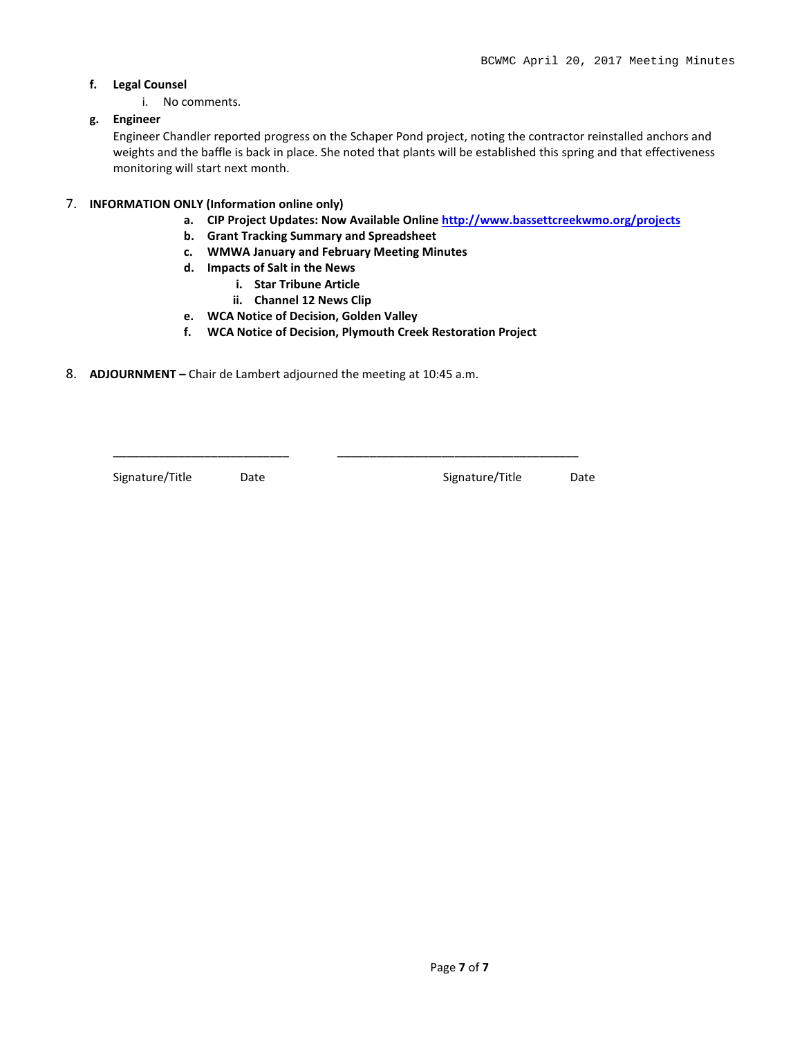**f. Legal Counsel**

i. No comments.

**g. Engineer**

Engineer Chandler reported progress on the Schaper Pond project, noting the contractor reinstalled anchors and weights and the baffle is back in place. She noted that plants will be established this spring and that effectiveness monitoring will start next month.

7. **INFORMATION ONLY (Information online only)**

   a. **CIP Project Updates: Now Available Online [http://www.bassettcreekwmo.org/projects](http://www.bassettcreekwmo.org/projects)**
   b. **Grant Tracking Summary and Spreadsheet**
   c. **WMWA January and February Meeting Minutes**
   d. **Impacts of Salt in the News**
      i. **Star Tribune Article**
      ii. **Channel 12 News Clip**
   e. **WCA Notice of Decision, Golden Valley**
   f. **WCA Notice of Decision, Plymouth Creek Restoration Project**

8. **ADJOURNMENT –** Chair de Lambert adjourned the meeting at 10:45 a.m.

\_\_\_\_\_\_\_\_\_\_\_\_\_\_\_\_\_\_\_\_\_\_\_\_\_\_\_\_ &nbsp;&nbsp;&nbsp;&nbsp; \_\_\_\_\_\_\_\_\_\_\_\_\_\_\_\_\_\_\_\_\_\_\_\_\_\_\_\_\_\_\_\_\_\_\_\_\_\_

Signature/Title &nbsp;&nbsp;&nbsp;&nbsp; Date &nbsp;&nbsp;&nbsp;&nbsp;&nbsp;&nbsp;&nbsp;&nbsp; Signature/Title &nbsp;&nbsp;&nbsp;&nbsp; Date